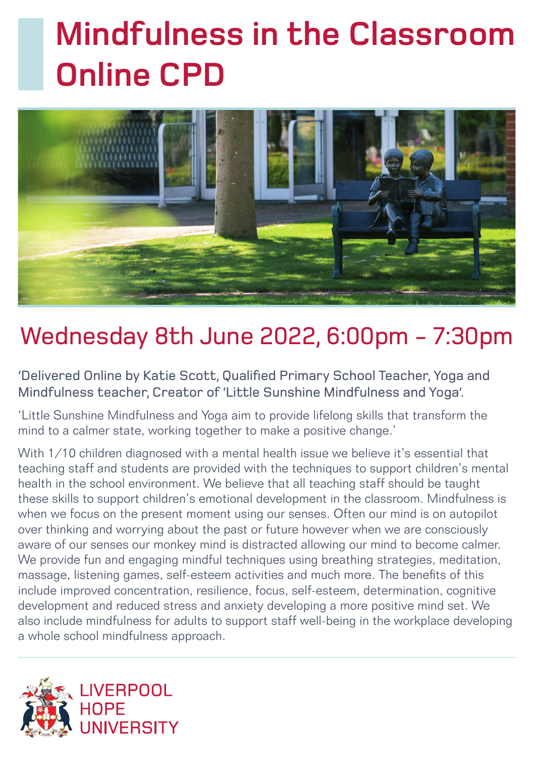# Mindfulness in the Classroom Online CPD

## Wednesday 8th June 2022, 6:00pm – 7:30pm

'Delivered Online by Katie Scott, Qualified Primary School Teacher, Yoga and Mindfulness teacher, Creator of 'Little Sunshine Mindfulness and Yoga'.

'Little Sunshine Mindfulness and Yoga aim to provide lifelong skills that transform the mind to a calmer state, working together to make a positive change.'

With 1/10 children diagnosed with a mental health issue we believe it's essential that teaching staff and students are provided with the techniques to support children's mental health in the school environment. We believe that all teaching staff should be taught these skills to support children's emotional development in the classroom. Mindfulness is when we focus on the present moment using our senses. Often our mind is on autopilot over thinking and worrying about the past or future however when we are consciously aware of our senses our monkey mind is distracted allowing our mind to become calmer. We provide fun and engaging mindful techniques using breathing strategies, meditation, massage, listening games, self-esteem activities and much more. The benefits of this include improved concentration, resilience, focus, self-esteem, determination, cognitive development and reduced stress and anxiety developing a more positive mind set. We also include mindfulness for adults to support staff well-being in the workplace developing a whole school mindfulness approach.

LIVERPOOL HOPE UNIVERSITY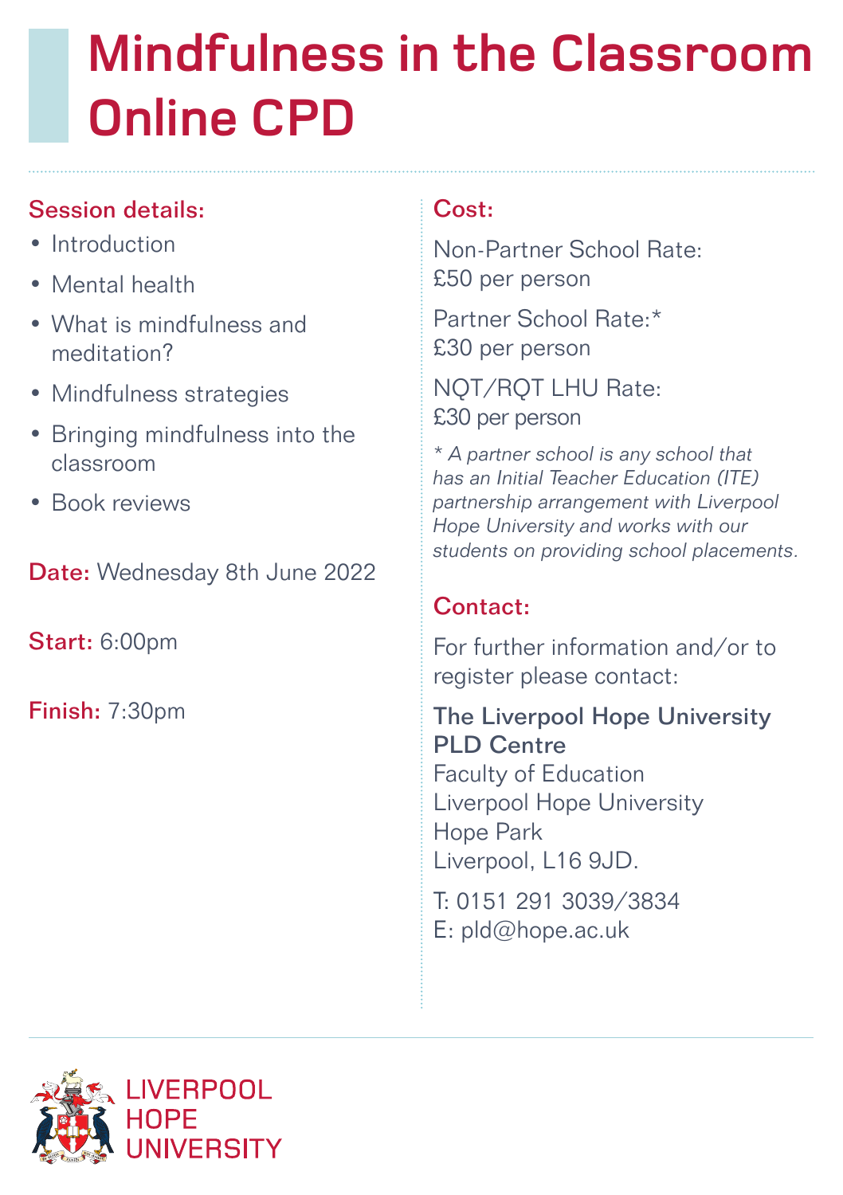# Mindfulness in the Classroom Online CPD

**Session details:**

- Introduction
- Mental health
- What is mindfulness and meditation?
- Mindfulness strategies
- Bringing mindfulness into the classroom
- Book reviews

**Date:** Wednesday 8th June 2022

**Start:** 6:00pm

**Finish:** 7:30pm

**Cost:**

Non-Partner School Rate:
£50 per person

Partner School Rate:*
£30 per person

NQT/RQT LHU Rate:
£30 per person

*\* A partner school is any school that has an Initial Teacher Education (ITE) partnership arrangement with Liverpool Hope University and works with our students on providing school placements.*

**Contact:**

For further information and/or to register please contact:

**The Liverpool Hope University PLD Centre**
Faculty of Education
Liverpool Hope University
Hope Park
Liverpool, L16 9JD.

T: 0151 291 3039/3834
E: pld@hope.ac.uk

LIVERPOOL HOPE UNIVERSITY